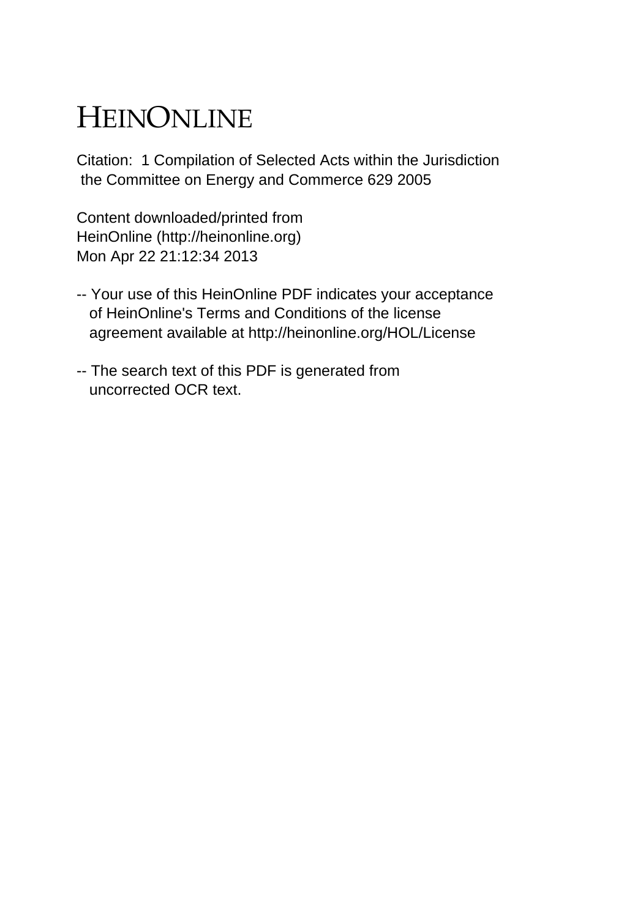# HEINONLINE

Citation: 1 Compilation of Selected Acts within the Jurisdiction the Committee on Energy and Commerce 629 2005

Content downloaded/printed from
HeinOnline (http://heinonline.org)
Mon Apr 22 21:12:34 2013

-- Your use of this HeinOnline PDF indicates your acceptance of HeinOnline's Terms and Conditions of the license agreement available at http://heinonline.org/HOL/License

-- The search text of this PDF is generated from uncorrected OCR text.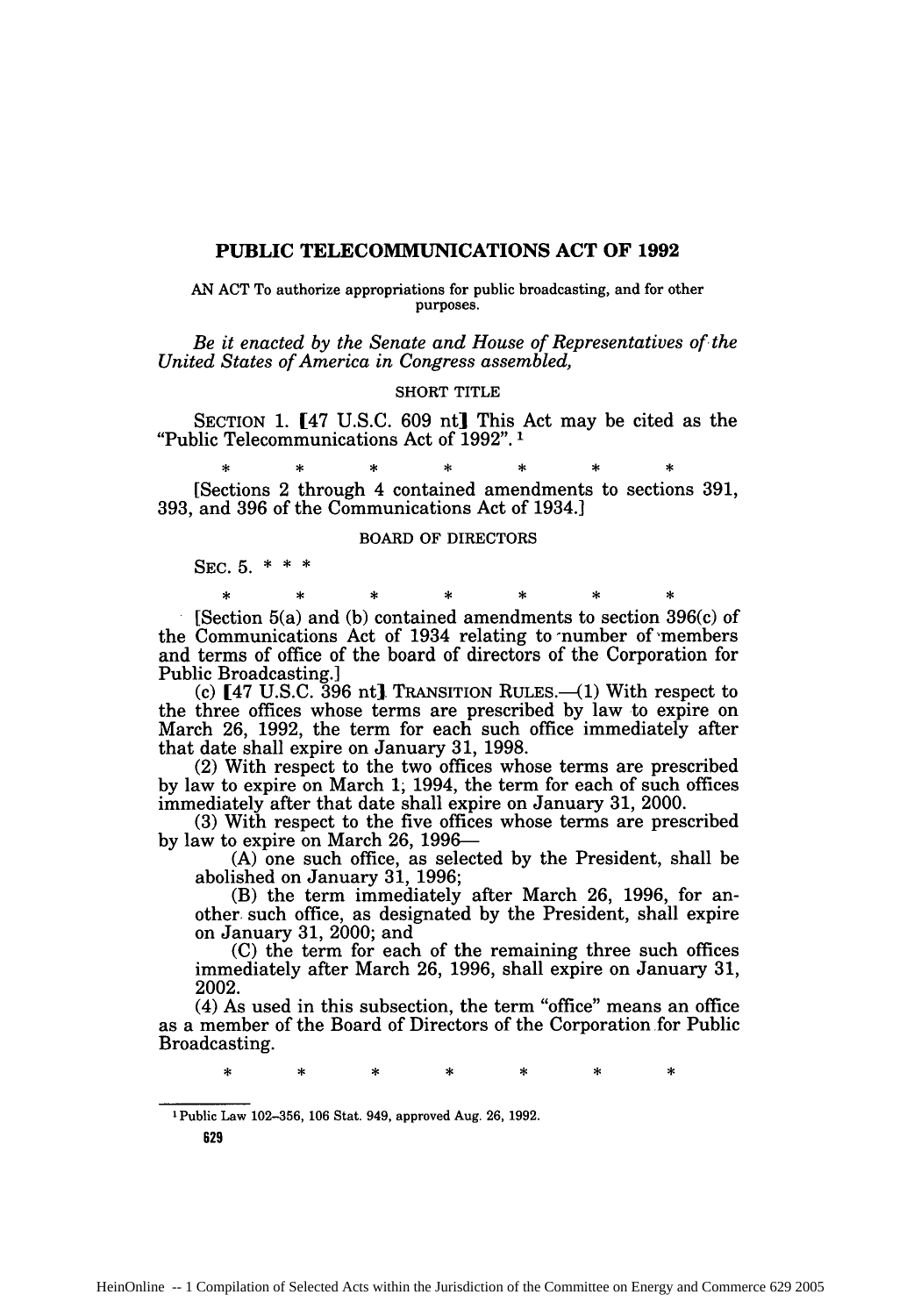# PUBLIC TELECOMMUNICATIONS ACT OF 1992

AN ACT To authorize appropriations for public broadcasting, and for other purposes.

*Be it enacted by the Senate and House of Representatives of the United States of America in Congress assembled,*

SHORT TITLE

SECTION 1. [47 U.S.C. 609 nt] This Act may be cited as the "Public Telecommunications Act of 1992".[1]

\* \* \* \* \* \* \*

[Sections 2 through 4 contained amendments to sections 391, 393, and 396 of the Communications Act of 1934.]

BOARD OF DIRECTORS

SEC. 5. \* \* \*

\* \* \* \* \* \* \*

[Section 5(a) and (b) contained amendments to section 396(c) of the Communications Act of 1934 relating to number of members and terms of office of the board of directors of the Corporation for Public Broadcasting.]

(c) [47 U.S.C. 396 nt] TRANSITION RULES.—(1) With respect to the three offices whose terms are prescribed by law to expire on March 26, 1992, the term for each such office immediately after that date shall expire on January 31, 1998.

(2) With respect to the two offices whose terms are prescribed by law to expire on March 1, 1994, the term for each of such offices immediately after that date shall expire on January 31, 2000.

(3) With respect to the five offices whose terms are prescribed by law to expire on March 26, 1996—

(A) one such office, as selected by the President, shall be abolished on January 31, 1996;

(B) the term immediately after March 26, 1996, for another such office, as designated by the President, shall expire on January 31, 2000; and

(C) the term for each of the remaining three such offices immediately after March 26, 1996, shall expire on January 31, 2002.

(4) As used in this subsection, the term "office" means an office as a member of the Board of Directors of the Corporation for Public Broadcasting.

\* \* \* \* \* \* \*

---

[1] Public Law 102–356, 106 Stat. 949, approved Aug. 26, 1992.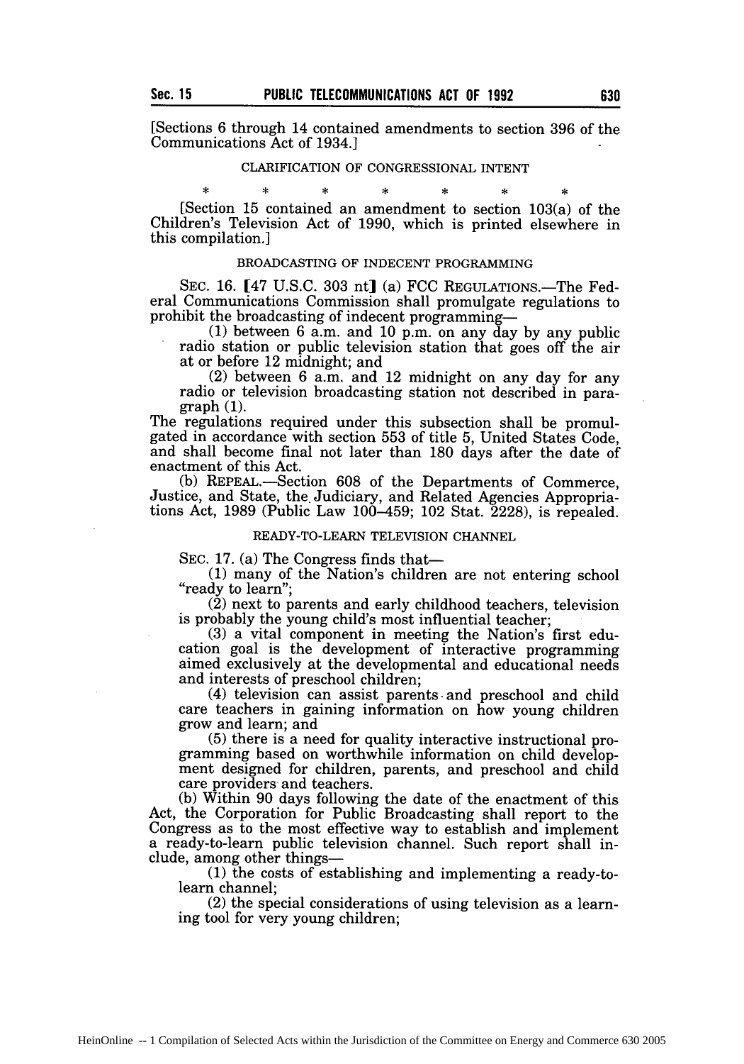[Sections 6 through 14 contained amendments to section 396 of the Communications Act of 1934.]

CLARIFICATION OF CONGRESSIONAL INTENT

\* \* \* \* \* \* \*

[Section 15 contained an amendment to section 103(a) of the Children's Television Act of 1990, which is printed elsewhere in this compilation.]

BROADCASTING OF INDECENT PROGRAMMING

SEC. 16. [47 U.S.C. 303 nt] (a) FCC REGULATIONS.—The Federal Communications Commission shall promulgate regulations to prohibit the broadcasting of indecent programming—

(1) between 6 a.m. and 10 p.m. on any day by any public radio station or public television station that goes off the air at or before 12 midnight; and

(2) between 6 a.m. and 12 midnight on any day for any radio or television broadcasting station not described in paragraph (1).

The regulations required under this subsection shall be promulgated in accordance with section 553 of title 5, United States Code, and shall become final not later than 180 days after the date of enactment of this Act.

(b) REPEAL.—Section 608 of the Departments of Commerce, Justice, and State, the Judiciary, and Related Agencies Appropriations Act, 1989 (Public Law 100–459; 102 Stat. 2228), is repealed.

READY-TO-LEARN TELEVISION CHANNEL

SEC. 17. (a) The Congress finds that—

(1) many of the Nation's children are not entering school "ready to learn";

(2) next to parents and early childhood teachers, television is probably the young child's most influential teacher;

(3) a vital component in meeting the Nation's first education goal is the development of interactive programming aimed exclusively at the developmental and educational needs and interests of preschool children;

(4) television can assist parents and preschool and child care teachers in gaining information on how young children grow and learn; and

(5) there is a need for quality interactive instructional programming based on worthwhile information on child development designed for children, parents, and preschool and child care providers and teachers.

(b) Within 90 days following the date of the enactment of this Act, the Corporation for Public Broadcasting shall report to the Congress as to the most effective way to establish and implement a ready-to-learn public television channel. Such report shall include, among other things—

(1) the costs of establishing and implementing a ready-to-learn channel;

(2) the special considerations of using television as a learning tool for very young children;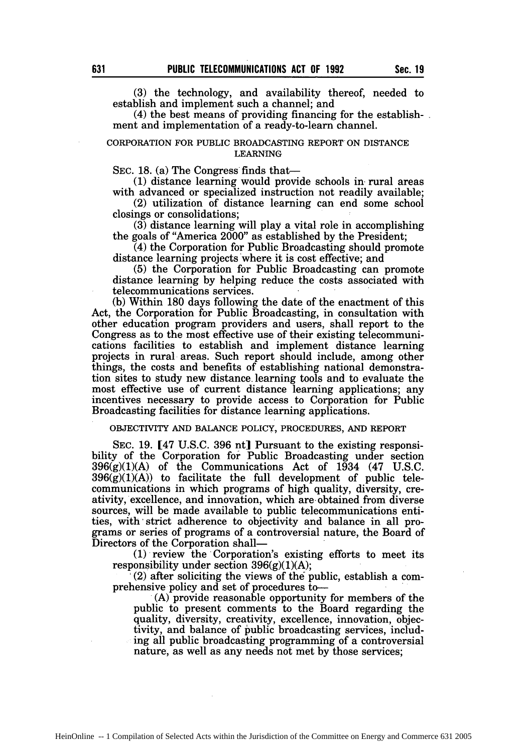(3) the technology, and availability thereof, needed to establish and implement such a channel; and

(4) the best means of providing financing for the establishment and implementation of a ready-to-learn channel.

CORPORATION FOR PUBLIC BROADCASTING REPORT ON DISTANCE LEARNING

SEC. 18. (a) The Congress finds that—

(1) distance learning would provide schools in rural areas with advanced or specialized instruction not readily available;

(2) utilization of distance learning can end some school closings or consolidations;

(3) distance learning will play a vital role in accomplishing the goals of "America 2000" as established by the President;

(4) the Corporation for Public Broadcasting should promote distance learning projects where it is cost effective; and

(5) the Corporation for Public Broadcasting can promote distance learning by helping reduce the costs associated with telecommunications services.

(b) Within 180 days following the date of the enactment of this Act, the Corporation for Public Broadcasting, in consultation with other education program providers and users, shall report to the Congress as to the most effective use of their existing telecommunications facilities to establish and implement distance learning projects in rural areas. Such report should include, among other things, the costs and benefits of establishing national demonstration sites to study new distance learning tools and to evaluate the most effective use of current distance learning applications; any incentives necessary to provide access to Corporation for Public Broadcasting facilities for distance learning applications.

OBJECTIVITY AND BALANCE POLICY, PROCEDURES, AND REPORT

SEC. 19. [47 U.S.C. 396 nt] Pursuant to the existing responsibility of the Corporation for Public Broadcasting under section 396(g)(1)(A) of the Communications Act of 1934 (47 U.S.C. 396(g)(1)(A)) to facilitate the full development of public telecommunications in which programs of high quality, diversity, creativity, excellence, and innovation, which are obtained from diverse sources, will be made available to public telecommunications entities, with strict adherence to objectivity and balance in all programs or series of programs of a controversial nature, the Board of Directors of the Corporation shall—

(1) review the Corporation's existing efforts to meet its responsibility under section 396(g)(1)(A);

(2) after soliciting the views of the public, establish a comprehensive policy and set of procedures to—

(A) provide reasonable opportunity for members of the public to present comments to the Board regarding the quality, diversity, creativity, excellence, innovation, objectivity, and balance of public broadcasting services, including all public broadcasting programming of a controversial nature, as well as any needs not met by those services;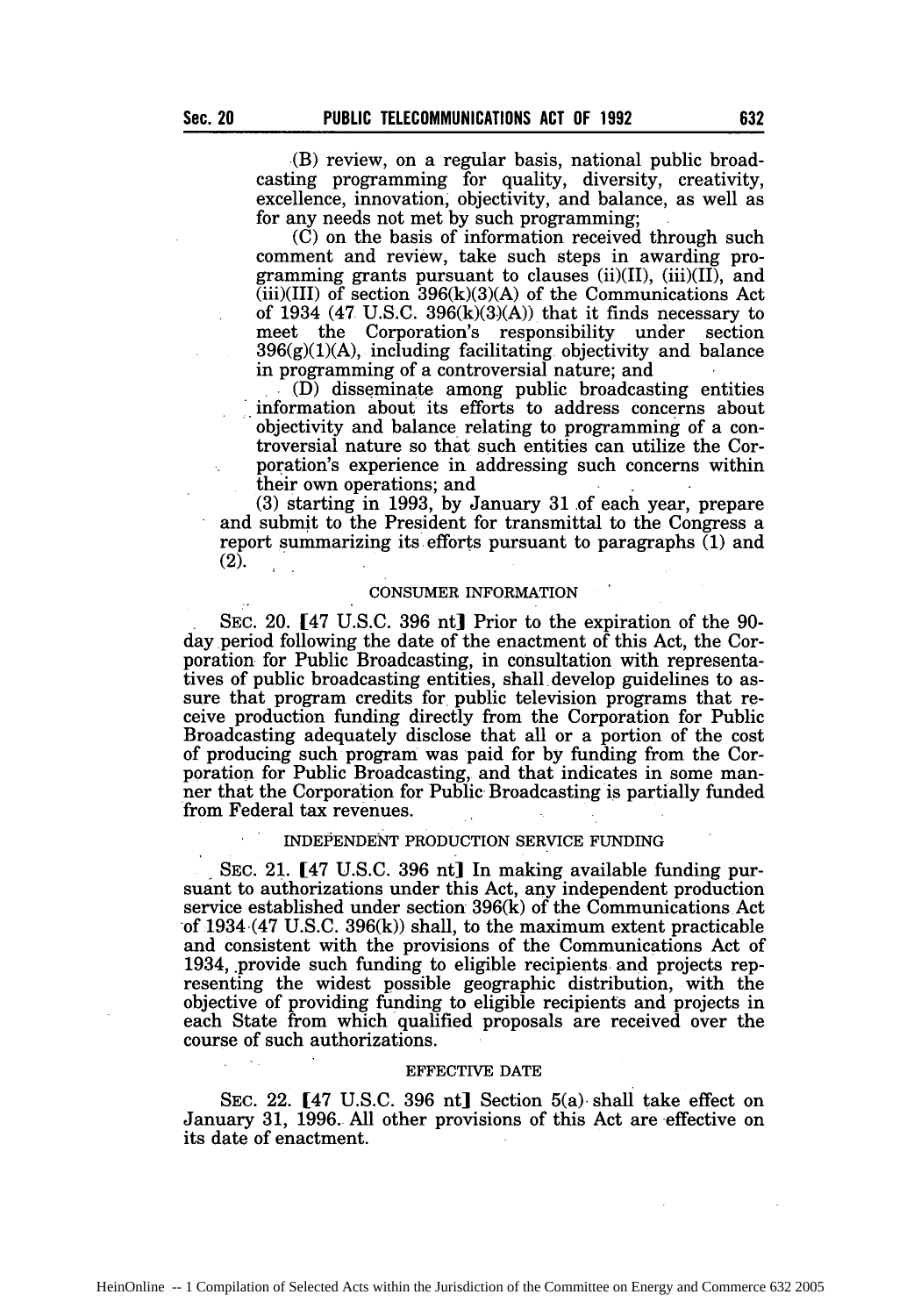(B) review, on a regular basis, national public broadcasting programming for quality, diversity, creativity, excellence, innovation, objectivity, and balance, as well as for any needs not met by such programming;

(C) on the basis of information received through such comment and review, take such steps in awarding programming grants pursuant to clauses (ii)(II), (iii)(II), and (iii)(III) of section 396(k)(3)(A) of the Communications Act of 1934 (47 U.S.C. 396(k)(3)(A)) that it finds necessary to meet the Corporation's responsibility under section 396(g)(1)(A), including facilitating objectivity and balance in programming of a controversial nature; and

(D) disseminate among public broadcasting entities information about its efforts to address concerns about objectivity and balance relating to programming of a controversial nature so that such entities can utilize the Corporation's experience in addressing such concerns within their own operations; and

(3) starting in 1993, by January 31 of each year, prepare and submit to the President for transmittal to the Congress a report summarizing its efforts pursuant to paragraphs (1) and (2).

CONSUMER INFORMATION

SEC. 20. [47 U.S.C. 396 nt] Prior to the expiration of the 90-day period following the date of the enactment of this Act, the Corporation for Public Broadcasting, in consultation with representatives of public broadcasting entities, shall develop guidelines to assure that program credits for public television programs that receive production funding directly from the Corporation for Public Broadcasting adequately disclose that all or a portion of the cost of producing such program was paid for by funding from the Corporation for Public Broadcasting, and that indicates in some manner that the Corporation for Public Broadcasting is partially funded from Federal tax revenues.

INDEPENDENT PRODUCTION SERVICE FUNDING

SEC. 21. [47 U.S.C. 396 nt] In making available funding pursuant to authorizations under this Act, any independent production service established under section 396(k) of the Communications Act of 1934 (47 U.S.C. 396(k)) shall, to the maximum extent practicable and consistent with the provisions of the Communications Act of 1934, provide such funding to eligible recipients and projects representing the widest possible geographic distribution, with the objective of providing funding to eligible recipients and projects in each State from which qualified proposals are received over the course of such authorizations.

EFFECTIVE DATE

SEC. 22. [47 U.S.C. 396 nt] Section 5(a) shall take effect on January 31, 1996. All other provisions of this Act are effective on its date of enactment.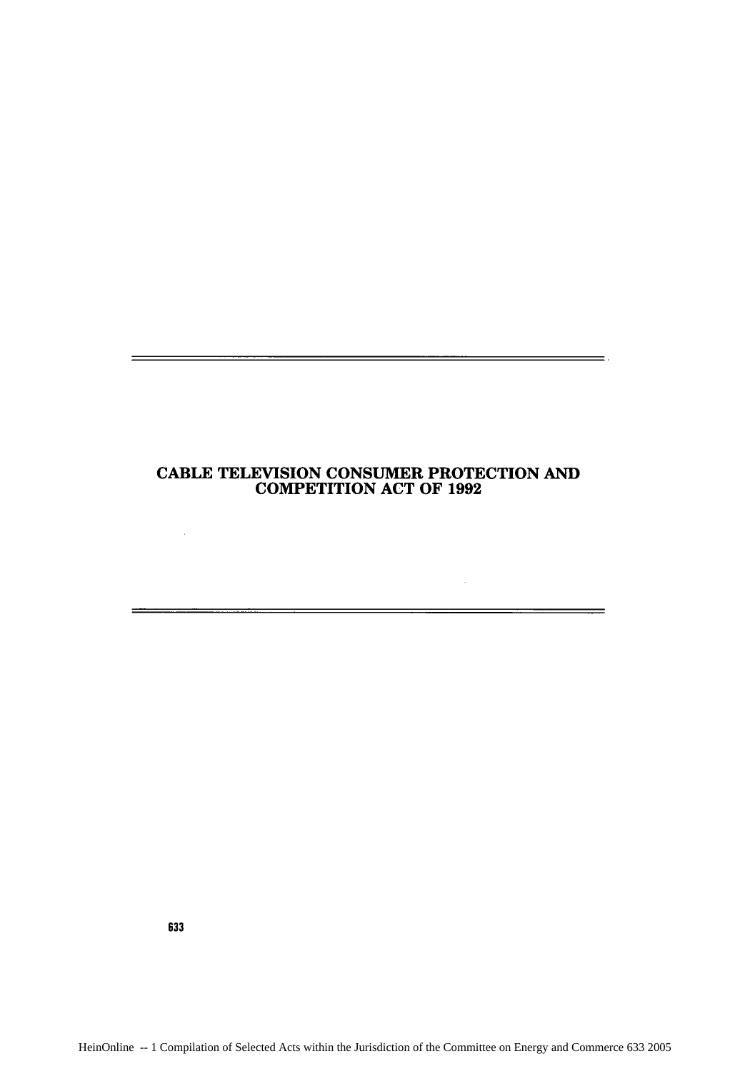# CABLE TELEVISION CONSUMER PROTECTION AND COMPETITION ACT OF 1992